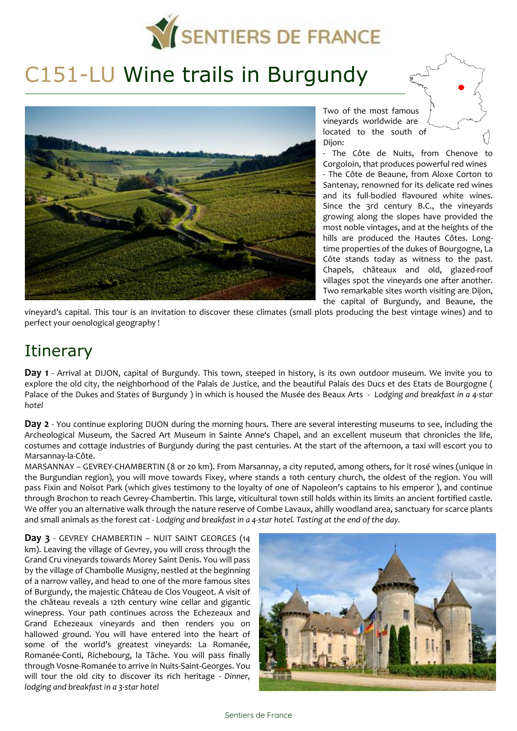# C151-LU Wine trails in Burgundy

Two of the most famous vineyards worldwide are located to the south of Dijon:

- The Côte de Nuits, from Chenove to Corgoloin, that produces powerful red wines
- The Côte de Beaune, from Aloxe Corton to Santenay, renowned for its delicate red wines and its full-bodied flavoured white wines.

Since the 3rd century B.C., the vineyards growing along the slopes have provided the most noble vintages, and at the heights of the hills are produced the Hautes Côtes. Long-time properties of the dukes of Bourgogne, La Côte stands today as witness to the past. Chapels, châteaux and old, glazed-roof villages spot the vineyards one after another. Two remarkable sites worth visiting are Dijon, the capital of Burgundy, and Beaune, the vineyard's capital. This tour is an invitation to discover these climates (small plots producing the best vintage wines) and to perfect your oenological geography !

## Itinerary

**Day 1** - Arrival at DIJON, capital of Burgundy. This town, steeped in history, is its own outdoor museum. We invite you to explore the old city, the neighborhood of the Palais de Justice, and the beautiful Palais des Ducs et des Etats de Bourgogne ( Palace of the Dukes and States of Burgundy ) in which is housed the Musée des Beaux Arts - *Lodging and breakfast in a 4-star hotel*

**Day 2** - You continue exploring DIJON during the morning hours. There are several interesting museums to see, including the Archeological Museum, the Sacred Art Museum in Sainte Anne's Chapel, and an excellent museum that chronicles the life, costumes and cottage industries of Burgundy during the past centuries. At the start of the afternoon, a taxi will escort you to Marsannay-la-Côte.

MARSANNAY – GEVREY-CHAMBERTIN (8 or 20 km). From Marsannay, a city reputed, among others, for it rosé wines (unique in the Burgundian region), you will move towards Fixey, where stands a 10th century church, the oldest of the region. You will pass Fixin and Noisot Park (which gives testimony to the loyalty of one of Napoleon's captains to his emperor ), and continue through Brochon to reach Gevrey-Chambertin. This large, viticultural town still holds within its limits an ancient fortified castle. We offer you an alternative walk through the nature reserve of Combe Lavaux, ahilly woodland area, sanctuary for scarce plants and small animals as the forest cat - *Lodging and breakfast in a 4-star hotel. Tasting at the end of the day.*

**Day 3** - GEVREY CHAMBERTIN – NUIT SAINT GEORGES (14 km). Leaving the village of Gevrey, you will cross through the Grand Cru vineyards towards Morey Saint Denis. You will pass by the village of Chambolle Musigny, nestled at the beginning of a narrow valley, and head to one of the more famous sites of Burgundy, the majestic Château de Clos Vougeot. A visit of the château reveals a 12th century wine cellar and gigantic winepress. Your path continues across the Echezeaux and Grand Echezeaux vineyards and then renders you on hallowed ground. You will have entered into the heart of some of the world's greatest vineyards: La Romanée, Romanée-Conti, Richebourg, la Tâche. You will pass finally through Vosne-Romanée to arrive in Nuits-Saint-Georges. You will tour the old city to discover its rich heritage - *Dinner, lodging and breakfast in a 3-star hotel*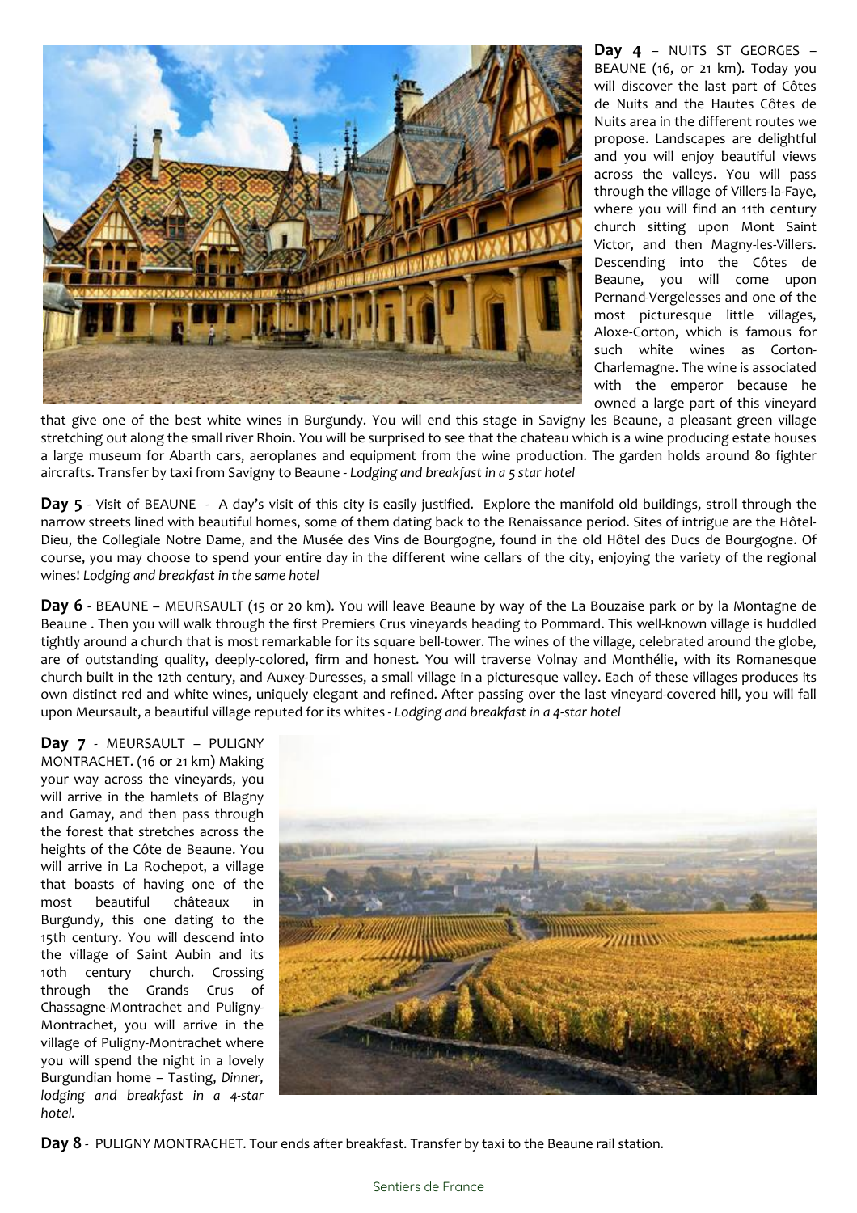**Day 4** – NUITS ST GEORGES – BEAUNE (16, or 21 km). Today you will discover the last part of Côtes de Nuits and the Hautes Côtes de Nuits area in the different routes we propose. Landscapes are delightful and you will enjoy beautiful views across the valleys. You will pass through the village of Villers-la-Faye, where you will find an 11th century church sitting upon Mont Saint Victor, and then Magny-les-Villers. Descending into the Côtes de Beaune, you will come upon Pernand-Vergelesses and one of the most picturesque little villages, Aloxe-Corton, which is famous for such white wines as Corton-Charlemagne. The wine is associated with the emperor because he owned a large part of this vineyard that give one of the best white wines in Burgundy. You will end this stage in Savigny les Beaune, a pleasant green village stretching out along the small river Rhoin. You will be surprised to see that the chateau which is a wine producing estate houses a large museum for Abarth cars, aeroplanes and equipment from the wine production. The garden holds around 80 fighter aircrafts. Transfer by taxi from Savigny to Beaune - *Lodging and breakfast in a 5 star hotel*

**Day 5** - Visit of BEAUNE - A day's visit of this city is easily justified. Explore the manifold old buildings, stroll through the narrow streets lined with beautiful homes, some of them dating back to the Renaissance period. Sites of intrigue are the Hôtel-Dieu, the Collegiale Notre Dame, and the Musée des Vins de Bourgogne, found in the old Hôtel des Ducs de Bourgogne. Of course, you may choose to spend your entire day in the different wine cellars of the city, enjoying the variety of the regional wines! *Lodging and breakfast in the same hotel*

**Day 6** - BEAUNE – MEURSAULT (15 or 20 km). You will leave Beaune by way of the La Bouzaise park or by la Montagne de Beaune . Then you will walk through the first Premiers Crus vineyards heading to Pommard. This well-known village is huddled tightly around a church that is most remarkable for its square bell-tower. The wines of the village, celebrated around the globe, are of outstanding quality, deeply-colored, firm and honest. You will traverse Volnay and Monthélie, with its Romanesque church built in the 12th century, and Auxey-Duresses, a small village in a picturesque valley. Each of these villages produces its own distinct red and white wines, uniquely elegant and refined. After passing over the last vineyard-covered hill, you will fall upon Meursault, a beautiful village reputed for its whites - *Lodging and breakfast in a 4-star hotel*

**Day 7** - MEURSAULT – PULIGNY MONTRACHET. (16 or 21 km) Making your way across the vineyards, you will arrive in the hamlets of Blagny and Gamay, and then pass through the forest that stretches across the heights of the Côte de Beaune. You will arrive in La Rochepot, a village that boasts of having one of the most beautiful châteaux in Burgundy, this one dating to the 15th century. You will descend into the village of Saint Aubin and its 10th century church. Crossing through the Grands Crus of Chassagne-Montrachet and Puligny-Montrachet, you will arrive in the village of Puligny-Montrachet where you will spend the night in a lovely Burgundian home – Tasting, *Dinner, lodging and breakfast in a 4-star hotel.*

**Day 8** - PULIGNY MONTRACHET. Tour ends after breakfast. Transfer by taxi to the Beaune rail station.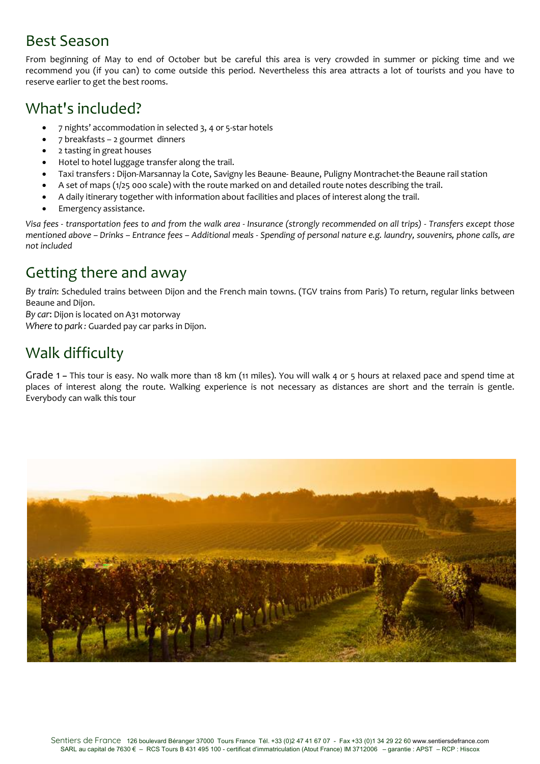## Best Season

From beginning of May to end of October but be careful this area is very crowded in summer or picking time and we recommend you (if you can) to come outside this period. Nevertheless this area attracts a lot of tourists and you have to reserve earlier to get the best rooms.

## What's included?

- 7 nights' accommodation in selected 3, 4 or 5-star hotels
- 7 breakfasts – 2 gourmet dinners
- 2 tasting in great houses
- Hotel to hotel luggage transfer along the trail.
- Taxi transfers : Dijon-Marsannay la Cote, Savigny les Beaune- Beaune, Puligny Montrachet-the Beaune rail station
- A set of maps (1/25 000 scale) with the route marked on and detailed route notes describing the trail.
- A daily itinerary together with information about facilities and places of interest along the trail.
- Emergency assistance.

*Visa fees - transportation fees to and from the walk area - Insurance (strongly recommended on all trips) - Transfers except those mentioned above – Drinks – Entrance fees – Additional meals - Spending of personal nature e.g. laundry, souvenirs, phone calls, are not included*

## Getting there and away

*By train*: Scheduled trains between Dijon and the French main towns. (TGV trains from Paris) To return, regular links between Beaune and Dijon.
*By car*: Dijon is located on A31 motorway
*Where to park :* Guarded pay car parks in Dijon.

## Walk difficulty

Grade 1 – This tour is easy. No walk more than 18 km (11 miles). You will walk 4 or 5 hours at relaxed pace and spend time at places of interest along the route. Walking experience is not necessary as distances are short and the terrain is gentle. Everybody can walk this tour

Sentiers de France 126 boulevard Béranger 37000 Tours France Tél. +33 (0)2 47 41 67 07 - Fax +33 (0)1 34 29 22 60 www.sentiersdefrance.com
SARL au capital de 7630 € – RCS Tours B 431 495 100 - certificat d'immatriculation (Atout France) IM 3712006 – garantie : APST – RCP : Hiscox